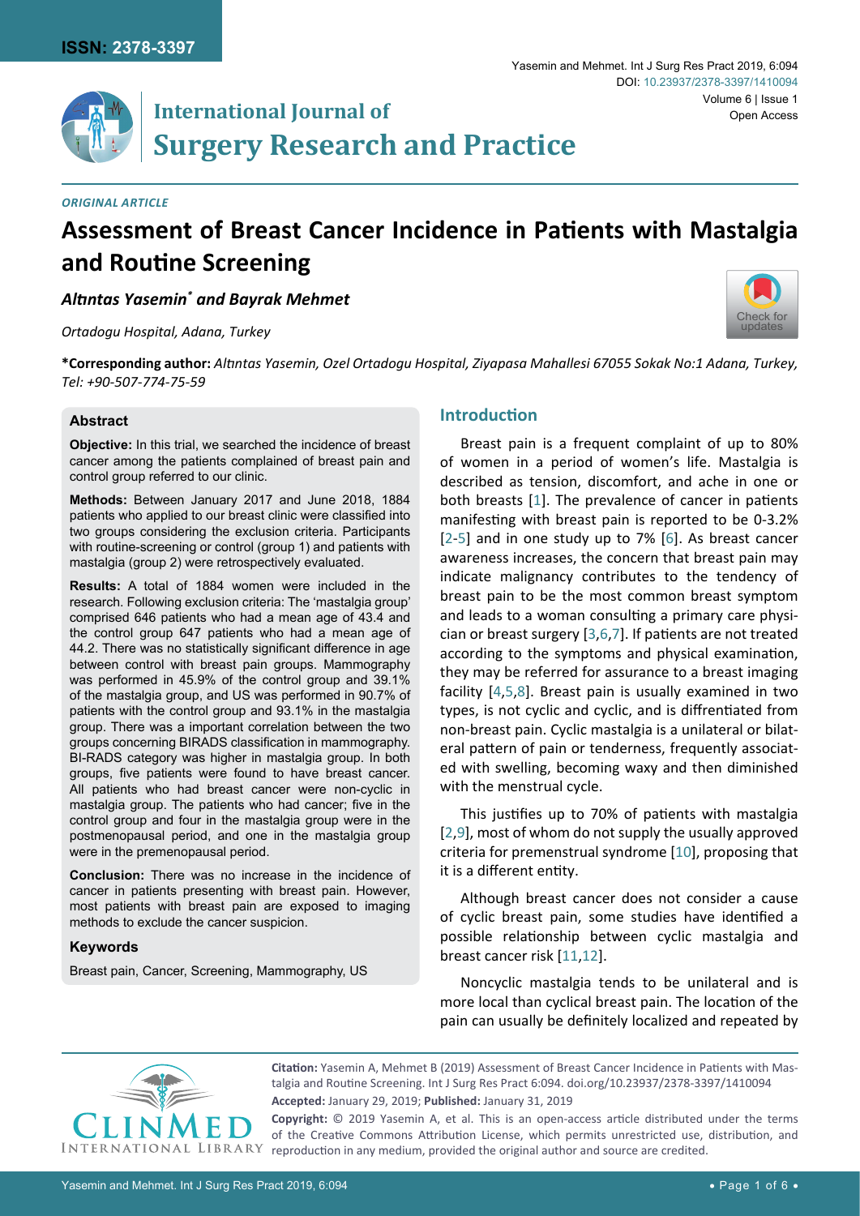*ORIGINAL ARTICLE*

# Assessment of Breast Cancer Incidence in Patients with Mastalgia and Routine Screening

***Altıntas Yasemin\* and Bayrak Mehmet***

*Ortadogu Hospital, Adana, Turkey*

**\*Corresponding author:** *Altıntas Yasemin, Ozel Ortadogu Hospital, Ziyapasa Mahallesi 67055 Sokak No:1 Adana, Turkey, Tel: +90-507-774-75-59*

### Abstract

**Objective:** In this trial, we searched the incidence of breast cancer among the patients complained of breast pain and control group referred to our clinic.

**Methods:** Between January 2017 and June 2018, 1884 patients who applied to our breast clinic were classified into two groups considering the exclusion criteria. Participants with routine-screening or control (group 1) and patients with mastalgia (group 2) were retrospectively evaluated.

**Results:** A total of 1884 women were included in the research. Following exclusion criteria: The 'mastalgia group' comprised 646 patients who had a mean age of 43.4 and the control group 647 patients who had a mean age of 44.2. There was no statistically significant difference in age between control with breast pain groups. Mammography was performed in 45.9% of the control group and 39.1% of the mastalgia group, and US was performed in 90.7% of patients with the control group and 93.1% in the mastalgia group. There was a important correlation between the two groups concerning BIRADS classification in mammography. BI-RADS category was higher in mastalgia group. In both groups, five patients were found to have breast cancer. All patients who had breast cancer were non-cyclic in mastalgia group. The patients who had cancer; five in the control group and four in the mastalgia group were in the postmenopausal period, and one in the mastalgia group were in the premenopausal period.

**Conclusion:** There was no increase in the incidence of cancer in patients presenting with breast pain. However, most patients with breast pain are exposed to imaging methods to exclude the cancer suspicion.

### Keywords

Breast pain, Cancer, Screening, Mammography, US

## Introduction

Breast pain is a frequent complaint of up to 80% of women in a period of women's life. Mastalgia is described as tension, discomfort, and ache in one or both breasts [1]. The prevalence of cancer in patients manifesting with breast pain is reported to be 0-3.2% [2-5] and in one study up to 7% [6]. As breast cancer awareness increases, the concern that breast pain may indicate malignancy contributes to the tendency of breast pain to be the most common breast symptom and leads to a woman consulting a primary care physician or breast surgery [3,6,7]. If patients are not treated according to the symptoms and physical examination, they may be referred for assurance to a breast imaging facility [4,5,8]. Breast pain is usually examined in two types, is not cyclic and cyclic, and is diffrentiated from non-breast pain. Cyclic mastalgia is a unilateral or bilateral pattern of pain or tenderness, frequently associated with swelling, becoming waxy and then diminished with the menstrual cycle.

This justifies up to 70% of patients with mastalgia [2,9], most of whom do not supply the usually approved criteria for premenstrual syndrome [10], proposing that it is a different entity.

Although breast cancer does not consider a cause of cyclic breast pain, some studies have identified a possible relationship between cyclic mastalgia and breast cancer risk [11,12].

Noncyclic mastalgia tends to be unilateral and is more local than cyclical breast pain. The location of the pain can usually be definitely localized and repeated by

**Citation:** Yasemin A, Mehmet B (2019) Assessment of Breast Cancer Incidence in Patients with Mastalgia and Routine Screening. Int J Surg Res Pract 6:094. doi.org/10.23937/2378-3397/1410094

**Accepted:** January 29, 2019; **Published:** January 31, 2019

**Copyright:** © 2019 Yasemin A, et al. This is an open-access article distributed under the terms of the Creative Commons Attribution License, which permits unrestricted use, distribution, and reproduction in any medium, provided the original author and source are credited.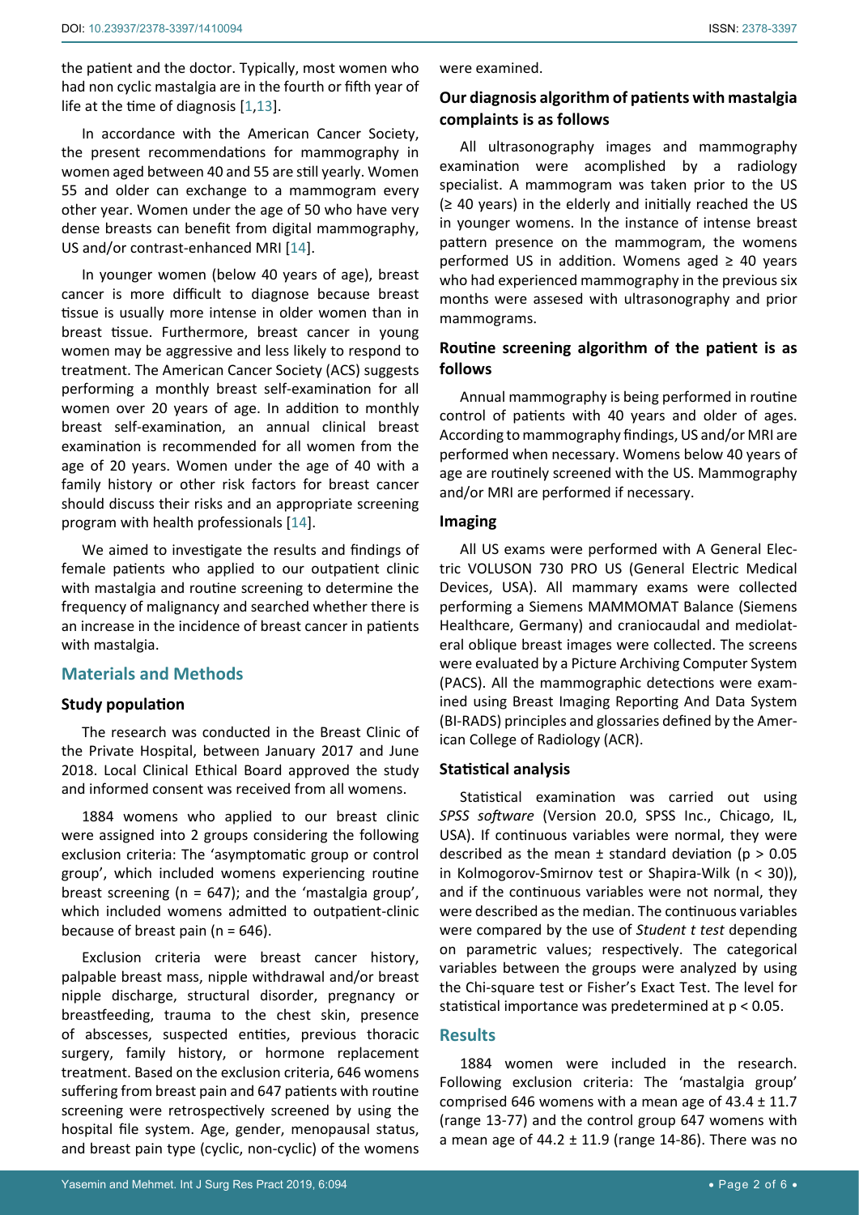the patient and the doctor. Typically, most women who had non cyclic mastalgia are in the fourth or fifth year of life at the time of diagnosis [1,13].

In accordance with the American Cancer Society, the present recommendations for mammography in women aged between 40 and 55 are still yearly. Women 55 and older can exchange to a mammogram every other year. Women under the age of 50 who have very dense breasts can benefit from digital mammography, US and/or contrast-enhanced MRI [14].

In younger women (below 40 years of age), breast cancer is more difficult to diagnose because breast tissue is usually more intense in older women than in breast tissue. Furthermore, breast cancer in young women may be aggressive and less likely to respond to treatment. The American Cancer Society (ACS) suggests performing a monthly breast self-examination for all women over 20 years of age. In addition to monthly breast self-examination, an annual clinical breast examination is recommended for all women from the age of 20 years. Women under the age of 40 with a family history or other risk factors for breast cancer should discuss their risks and an appropriate screening program with health professionals [14].

We aimed to investigate the results and findings of female patients who applied to our outpatient clinic with mastalgia and routine screening to determine the frequency of malignancy and searched whether there is an increase in the incidence of breast cancer in patients with mastalgia.

## Materials and Methods

### Study population

The research was conducted in the Breast Clinic of the Private Hospital, between January 2017 and June 2018. Local Clinical Ethical Board approved the study and informed consent was received from all womens.

1884 womens who applied to our breast clinic were assigned into 2 groups considering the following exclusion criteria: The 'asymptomatic group or control group', which included womens experiencing routine breast screening (n = 647); and the 'mastalgia group', which included womens admitted to outpatient-clinic because of breast pain (n = 646).

Exclusion criteria were breast cancer history, palpable breast mass, nipple withdrawal and/or breast nipple discharge, structural disorder, pregnancy or breastfeeding, trauma to the chest skin, presence of abscesses, suspected entities, previous thoracic surgery, family history, or hormone replacement treatment. Based on the exclusion criteria, 646 womens suffering from breast pain and 647 patients with routine screening were retrospectively screened by using the hospital file system. Age, gender, menopausal status, and breast pain type (cyclic, non-cyclic) of the womens were examined.

### Our diagnosis algorithm of patients with mastalgia complaints is as follows

All ultrasonography images and mammography examination were acomplished by a radiology specialist. A mammogram was taken prior to the US (≥ 40 years) in the elderly and initially reached the US in younger womens. In the instance of intense breast pattern presence on the mammogram, the womens performed US in addition. Womens aged ≥ 40 years who had experienced mammography in the previous six months were assesed with ultrasonography and prior mammograms.

### Routine screening algorithm of the patient is as follows

Annual mammography is being performed in routine control of patients with 40 years and older of ages. According to mammography findings, US and/or MRI are performed when necessary. Womens below 40 years of age are routinely screened with the US. Mammography and/or MRI are performed if necessary.

### Imaging

All US exams were performed with A General Electric VOLUSON 730 PRO US (General Electric Medical Devices, USA). All mammary exams were collected performing a Siemens MAMMOMAT Balance (Siemens Healthcare, Germany) and craniocaudal and mediolateral oblique breast images were collected. The screens were evaluated by a Picture Archiving Computer System (PACS). All the mammographic detections were examined using Breast Imaging Reporting And Data System (BI-RADS) principles and glossaries defined by the American College of Radiology (ACR).

### Statistical analysis

Statistical examination was carried out using *SPSS software* (Version 20.0, SPSS Inc., Chicago, IL, USA). If continuous variables were normal, they were described as the mean ± standard deviation ($p > 0.05$ in Kolmogorov-Smirnov test or Shapira-Wilk ($n < 30$)), and if the continuous variables were not normal, they were described as the median. The continuous variables were compared by the use of *Student t test* depending on parametric values; respectively. The categorical variables between the groups were analyzed by using the Chi-square test or Fisher's Exact Test. The level for statistical importance was predetermined at $p < 0.05$.

## Results

1884 women were included in the research. Following exclusion criteria: The 'mastalgia group' comprised 646 womens with a mean age of 43.4 ± 11.7 (range 13-77) and the control group 647 womens with a mean age of 44.2 ± 11.9 (range 14-86). There was no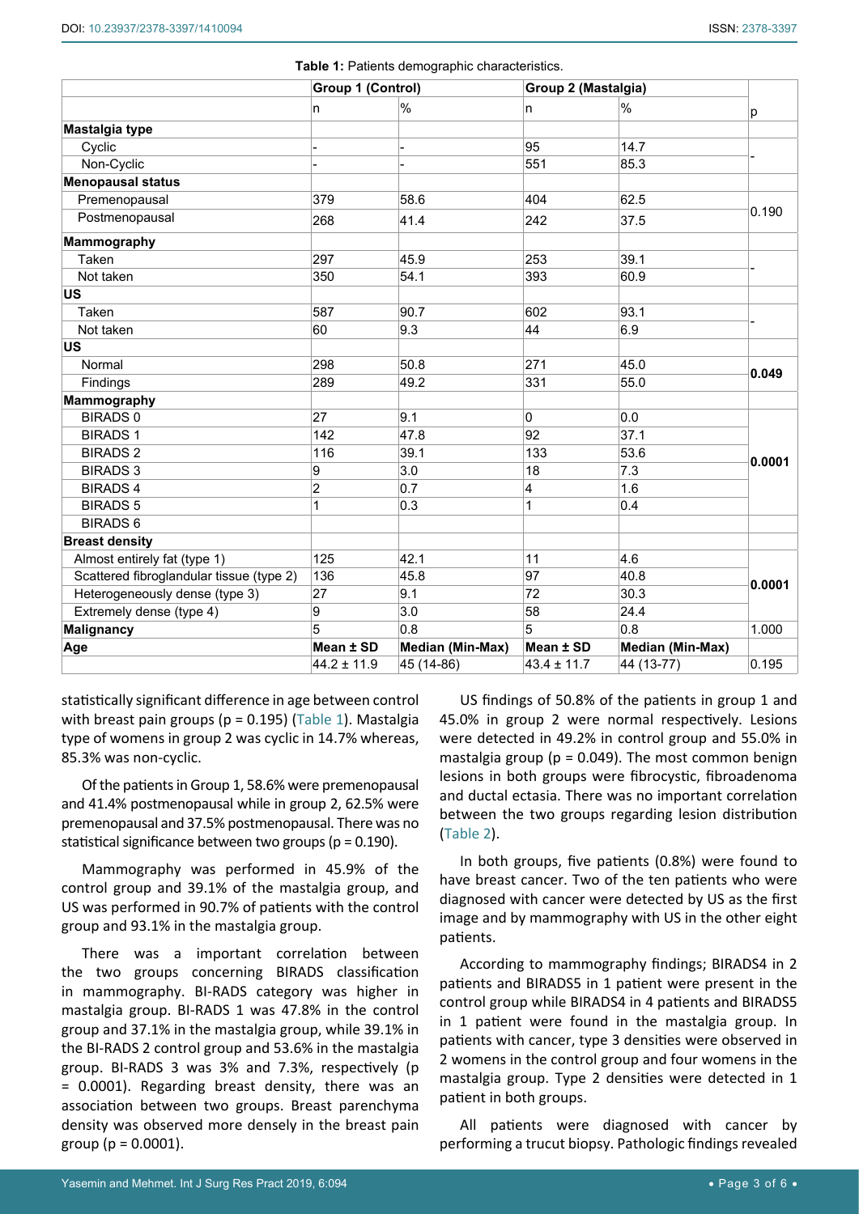**Table 1:** Patients demographic characteristics.

| | Group 1 (Control) | | Group 2 (Mastalgia) | | |
|---|---|---|---|---|---|
| | n | % | n | % | p |
| **Mastalgia type** | | | | | |
| Cyclic | - | - | 95 | 14.7 | - |
| Non-Cyclic | - | - | 551 | 85.3 | |
| **Menopausal status** | | | | | |
| Premenopausal | 379 | 58.6 | 404 | 62.5 | 0.190 |
| Postmenopausal | 268 | 41.4 | 242 | 37.5 | |
| **Mammography** | | | | | |
| Taken | 297 | 45.9 | 253 | 39.1 | - |
| Not taken | 350 | 54.1 | 393 | 60.9 | |
| **US** | | | | | |
| Taken | 587 | 90.7 | 602 | 93.1 | - |
| Not taken | 60 | 9.3 | 44 | 6.9 | |
| **US** | | | | | |
| Normal | 298 | 50.8 | 271 | 45.0 | **0.049** |
| Findings | 289 | 49.2 | 331 | 55.0 | |
| **Mammography** | | | | | |
| BIRADS 0 | 27 | 9.1 | 0 | 0.0 | **0.0001** |
| BIRADS 1 | 142 | 47.8 | 92 | 37.1 | |
| BIRADS 2 | 116 | 39.1 | 133 | 53.6 | |
| BIRADS 3 | 9 | 3.0 | 18 | 7.3 | |
| BIRADS 4 | 2 | 0.7 | 4 | 1.6 | |
| BIRADS 5 | 1 | 0.3 | 1 | 0.4 | |
| BIRADS 6 | | | | | |
| **Breast density** | | | | | |
| Almost entirely fat (type 1) | 125 | 42.1 | 11 | 4.6 | **0.0001** |
| Scattered fibroglandular tissue (type 2) | 136 | 45.8 | 97 | 40.8 | |
| Heterogeneously dense (type 3) | 27 | 9.1 | 72 | 30.3 | |
| Extremely dense (type 4) | 9 | 3.0 | 58 | 24.4 | |
| **Malignancy** | 5 | 0.8 | 5 | 0.8 | 1.000 |
| **Age** | **Mean ± SD** | **Median (Min-Max)** | **Mean ± SD** | **Median (Min-Max)** | |
| | 44.2 ± 11.9 | 45 (14-86) | 43.4 ± 11.7 | 44 (13-77) | 0.195 |

statistically significant difference in age between control with breast pain groups (p = 0.195) (Table 1). Mastalgia type of womens in group 2 was cyclic in 14.7% whereas, 85.3% was non-cyclic.

Of the patients in Group 1, 58.6% were premenopausal and 41.4% postmenopausal while in group 2, 62.5% were premenopausal and 37.5% postmenopausal. There was no statistical significance between two groups (p = 0.190).

Mammography was performed in 45.9% of the control group and 39.1% of the mastalgia group, and US was performed in 90.7% of patients with the control group and 93.1% in the mastalgia group.

There was a important correlation between the two groups concerning BIRADS classification in mammography. BI-RADS category was higher in mastalgia group. BI-RADS 1 was 47.8% in the control group and 37.1% in the mastalgia group, while 39.1% in the BI-RADS 2 control group and 53.6% in the mastalgia group. BI-RADS 3 was 3% and 7.3%, respectively (p = 0.0001). Regarding breast density, there was an association between two groups. Breast parenchyma density was observed more densely in the breast pain group (p = 0.0001).

US findings of 50.8% of the patients in group 1 and 45.0% in group 2 were normal respectively. Lesions were detected in 49.2% in control group and 55.0% in mastalgia group (p = 0.049). The most common benign lesions in both groups were fibrocystic, fibroadenoma and ductal ectasia. There was no important correlation between the two groups regarding lesion distribution (Table 2).

In both groups, five patients (0.8%) were found to have breast cancer. Two of the ten patients who were diagnosed with cancer were detected by US as the first image and by mammography with US in the other eight patients.

According to mammography findings; BIRADS4 in 2 patients and BIRADS5 in 1 patient were present in the control group while BIRADS4 in 4 patients and BIRADS5 in 1 patient were found in the mastalgia group. In patients with cancer, type 3 densities were observed in 2 womens in the control group and four womens in the mastalgia group. Type 2 densities were detected in 1 patient in both groups.

All patients were diagnosed with cancer by performing a trucut biopsy. Pathologic findings revealed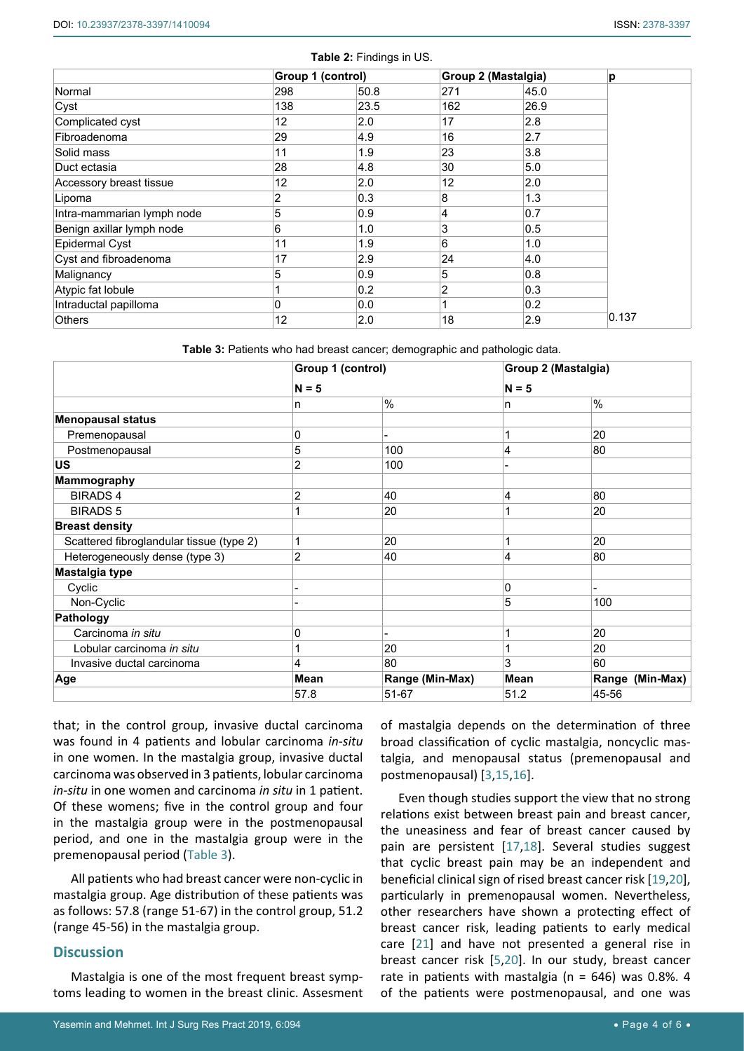**Table 2:** Findings in US.

| | Group 1 (control) | | Group 2 (Mastalgia) | | p |
|---|---|---|---|---|---|
| Normal | 298 | 50.8 | 271 | 45.0 | |
| Cyst | 138 | 23.5 | 162 | 26.9 | |
| Complicated cyst | 12 | 2.0 | 17 | 2.8 | |
| Fibroadenoma | 29 | 4.9 | 16 | 2.7 | |
| Solid mass | 11 | 1.9 | 23 | 3.8 | |
| Duct ectasia | 28 | 4.8 | 30 | 5.0 | |
| Accessory breast tissue | 12 | 2.0 | 12 | 2.0 | |
| Lipoma | 2 | 0.3 | 8 | 1.3 | |
| Intra-mammarian lymph node | 5 | 0.9 | 4 | 0.7 | |
| Benign axillar lymph node | 6 | 1.0 | 3 | 0.5 | |
| Epidermal Cyst | 11 | 1.9 | 6 | 1.0 | |
| Cyst and fibroadenoma | 17 | 2.9 | 24 | 4.0 | |
| Malignancy | 5 | 0.9 | 5 | 0.8 | |
| Atypic fat lobule | 1 | 0.2 | 2 | 0.3 | |
| Intraductal papilloma | 0 | 0.0 | 1 | 0.2 | |
| Others | 12 | 2.0 | 18 | 2.9 | 0.137 |

**Table 3:** Patients who had breast cancer; demographic and pathologic data.

| | Group 1 (control) | | Group 2 (Mastalgia) | |
|---|---|---|---|---|
| | N = 5 | | N = 5 | |
| | n | % | n | % |
| **Menopausal status** | | | | |
| Premenopausal | 0 | - | 1 | 20 |
| Postmenopausal | 5 | 100 | 4 | 80 |
| **US** | 2 | 100 | - | |
| **Mammography** | | | | |
| BIRADS 4 | 2 | 40 | 4 | 80 |
| BIRADS 5 | 1 | 20 | 1 | 20 |
| **Breast density** | | | | |
| Scattered fibroglandular tissue (type 2) | 1 | 20 | 1 | 20 |
| Heterogeneously dense (type 3) | 2 | 40 | 4 | 80 |
| **Mastalgia type** | | | | |
| Cyclic | - | | 0 | - |
| Non-Cyclic | - | | 5 | 100 |
| **Pathology** | | | | |
| Carcinoma *in situ* | 0 | - | 1 | 20 |
| Lobular carcinoma *in situ* | 1 | 20 | 1 | 20 |
| Invasive ductal carcinoma | 4 | 80 | 3 | 60 |
| **Age** | **Mean** | **Range (Min-Max)** | **Mean** | **Range (Min-Max)** |
| | 57.8 | 51-67 | 51.2 | 45-56 |

that; in the control group, invasive ductal carcinoma was found in 4 patients and lobular carcinoma *in-situ* in one women. In the mastalgia group, invasive ductal carcinoma was observed in 3 patients, lobular carcinoma *in-situ* in one women and carcinoma *in situ* in 1 patient. Of these womens; five in the control group and four in the mastalgia group were in the postmenopausal period, and one in the mastalgia group were in the premenopausal period (Table 3).

All patients who had breast cancer were non-cyclic in mastalgia group. Age distribution of these patients was as follows: 57.8 (range 51-67) in the control group, 51.2 (range 45-56) in the mastalgia group.

## Discussion

Mastalgia is one of the most frequent breast symptoms leading to women in the breast clinic. Assesment of mastalgia depends on the determination of three broad classification of cyclic mastalgia, noncyclic mastalgia, and menopausal status (premenopausal and postmenopausal) [3,15,16].

Even though studies support the view that no strong relations exist between breast pain and breast cancer, the uneasiness and fear of breast cancer caused by pain are persistent [17,18]. Several studies suggest that cyclic breast pain may be an independent and beneficial clinical sign of rised breast cancer risk [19,20], particularly in premenopausal women. Nevertheless, other researchers have shown a protecting effect of breast cancer risk, leading patients to early medical care [21] and have not presented a general rise in breast cancer risk [5,20]. In our study, breast cancer rate in patients with mastalgia (n = 646) was 0.8%. 4 of the patients were postmenopausal, and one was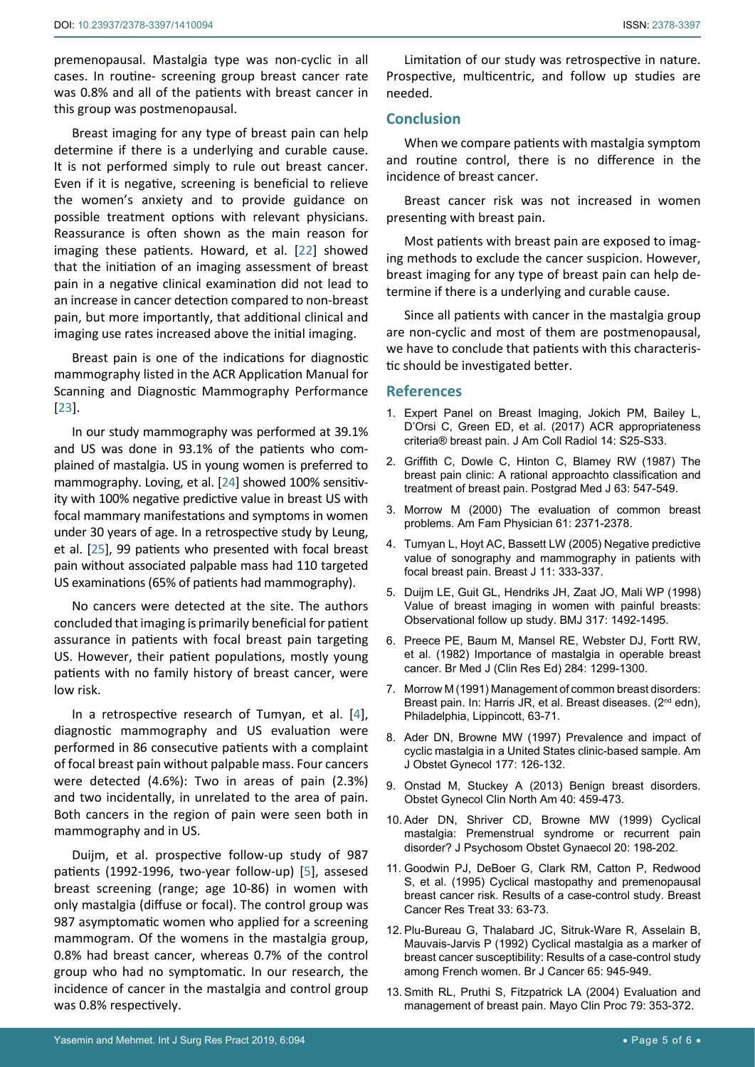premenopausal. Mastalgia type was non-cyclic in all cases. In routine- screening group breast cancer rate was 0.8% and all of the patients with breast cancer in this group was postmenopausal.

Breast imaging for any type of breast pain can help determine if there is a underlying and curable cause. It is not performed simply to rule out breast cancer. Even if it is negative, screening is beneficial to relieve the women's anxiety and to provide guidance on possible treatment options with relevant physicians. Reassurance is often shown as the main reason for imaging these patients. Howard, et al. [22] showed that the initiation of an imaging assessment of breast pain in a negative clinical examination did not lead to an increase in cancer detection compared to non-breast pain, but more importantly, that additional clinical and imaging use rates increased above the initial imaging.

Breast pain is one of the indications for diagnostic mammography listed in the ACR Application Manual for Scanning and Diagnostic Mammography Performance [23].

In our study mammography was performed at 39.1% and US was done in 93.1% of the patients who complained of mastalgia. US in young women is preferred to mammography. Loving, et al. [24] showed 100% sensitivity with 100% negative predictive value in breast US with focal mammary manifestations and symptoms in women under 30 years of age. In a retrospective study by Leung, et al. [25], 99 patients who presented with focal breast pain without associated palpable mass had 110 targeted US examinations (65% of patients had mammography).

No cancers were detected at the site. The authors concluded that imaging is primarily beneficial for patient assurance in patients with focal breast pain targeting US. However, their patient populations, mostly young patients with no family history of breast cancer, were low risk.

In a retrospective research of Tumyan, et al. [4], diagnostic mammography and US evaluation were performed in 86 consecutive patients with a complaint of focal breast pain without palpable mass. Four cancers were detected (4.6%): Two in areas of pain (2.3%) and two incidentally, in unrelated to the area of pain. Both cancers in the region of pain were seen both in mammography and in US.

Duijm, et al. prospective follow-up study of 987 patients (1992-1996, two-year follow-up) [5], assesed breast screening (range; age 10-86) in women with only mastalgia (diffuse or focal). The control group was 987 asymptomatic women who applied for a screening mammogram. Of the womens in the mastalgia group, 0.8% had breast cancer, whereas 0.7% of the control group who had no symptomatic. In our research, the incidence of cancer in the mastalgia and control group was 0.8% respectively.

Limitation of our study was retrospective in nature. Prospective, multicentric, and follow up studies are needed.

## Conclusion

When we compare patients with mastalgia symptom and routine control, there is no difference in the incidence of breast cancer.

Breast cancer risk was not increased in women presenting with breast pain.

Most patients with breast pain are exposed to imaging methods to exclude the cancer suspicion. However, breast imaging for any type of breast pain can help determine if there is a underlying and curable cause.

Since all patients with cancer in the mastalgia group are non-cyclic and most of them are postmenopausal, we have to conclude that patients with this characteristic should be investigated better.

## References

1. Expert Panel on Breast Imaging, Jokich PM, Bailey L, D'Orsi C, Green ED, et al. (2017) ACR appropriateness criteria® breast pain. J Am Coll Radiol 14: S25-S33.
2. Griffith C, Dowle C, Hinton C, Blamey RW (1987) The breast pain clinic: A rational approachto classification and treatment of breast pain. Postgrad Med J 63: 547-549.
3. Morrow M (2000) The evaluation of common breast problems. Am Fam Physician 61: 2371-2378.
4. Tumyan L, Hoyt AC, Bassett LW (2005) Negative predictive value of sonography and mammography in patients with focal breast pain. Breast J 11: 333-337.
5. Duijm LE, Guit GL, Hendriks JH, Zaat JO, Mali WP (1998) Value of breast imaging in women with painful breasts: Observational follow up study. BMJ 317: 1492-1495.
6. Preece PE, Baum M, Mansel RE, Webster DJ, Fortt RW, et al. (1982) Importance of mastalgia in operable breast cancer. Br Med J (Clin Res Ed) 284: 1299-1300.
7. Morrow M (1991) Management of common breast disorders: Breast pain. In: Harris JR, et al. Breast diseases. (2nd edn), Philadelphia, Lippincott, 63-71.
8. Ader DN, Browne MW (1997) Prevalence and impact of cyclic mastalgia in a United States clinic-based sample. Am J Obstet Gynecol 177: 126-132.
9. Onstad M, Stuckey A (2013) Benign breast disorders. Obstet Gynecol Clin North Am 40: 459-473.
10. Ader DN, Shriver CD, Browne MW (1999) Cyclical mastalgia: Premenstrual syndrome or recurrent pain disorder? J Psychosom Obstet Gynaecol 20: 198-202.
11. Goodwin PJ, DeBoer G, Clark RM, Catton P, Redwood S, et al. (1995) Cyclical mastopathy and premenopausal breast cancer risk. Results of a case-control study. Breast Cancer Res Treat 33: 63-73.
12. Plu-Bureau G, Thalabard JC, Sitruk-Ware R, Asselain B, Mauvais-Jarvis P (1992) Cyclical mastalgia as a marker of breast cancer susceptibility: Results of a case-control study among French women. Br J Cancer 65: 945-949.
13. Smith RL, Pruthi S, Fitzpatrick LA (2004) Evaluation and management of breast pain. Mayo Clin Proc 79: 353-372.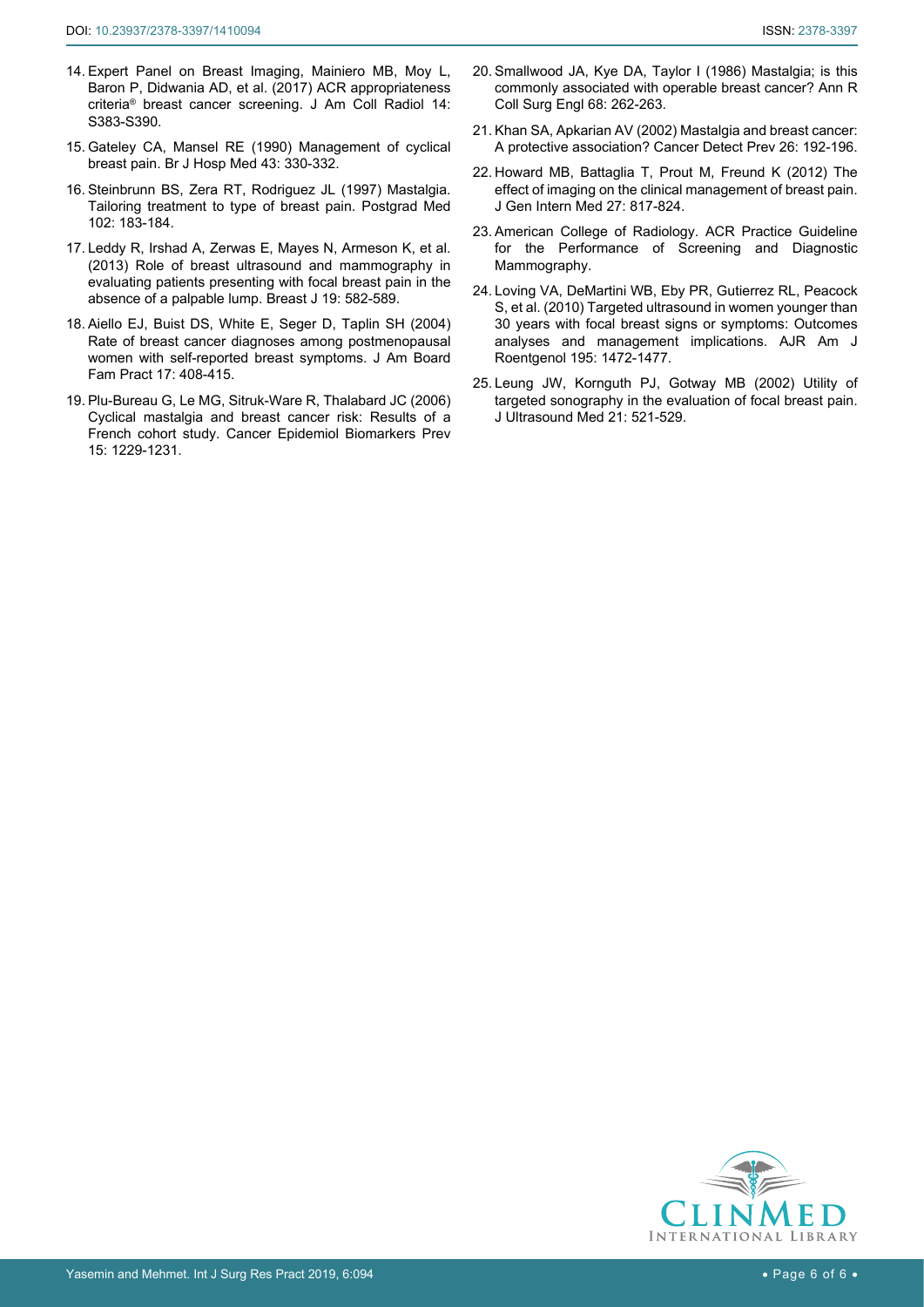14. Expert Panel on Breast Imaging, Mainiero MB, Moy L, Baron P, Didwania AD, et al. (2017) ACR appropriateness criteria® breast cancer screening. J Am Coll Radiol 14: S383-S390.
15. Gateley CA, Mansel RE (1990) Management of cyclical breast pain. Br J Hosp Med 43: 330-332.
16. Steinbrunn BS, Zera RT, Rodriguez JL (1997) Mastalgia. Tailoring treatment to type of breast pain. Postgrad Med 102: 183-184.
17. Leddy R, Irshad A, Zerwas E, Mayes N, Armeson K, et al. (2013) Role of breast ultrasound and mammography in evaluating patients presenting with focal breast pain in the absence of a palpable lump. Breast J 19: 582-589.
18. Aiello EJ, Buist DS, White E, Seger D, Taplin SH (2004) Rate of breast cancer diagnoses among postmenopausal women with self-reported breast symptoms. J Am Board Fam Pract 17: 408-415.
19. Plu-Bureau G, Le MG, Sitruk-Ware R, Thalabard JC (2006) Cyclical mastalgia and breast cancer risk: Results of a French cohort study. Cancer Epidemiol Biomarkers Prev 15: 1229-1231.
20. Smallwood JA, Kye DA, Taylor I (1986) Mastalgia; is this commonly associated with operable breast cancer? Ann R Coll Surg Engl 68: 262-263.
21. Khan SA, Apkarian AV (2002) Mastalgia and breast cancer: A protective association? Cancer Detect Prev 26: 192-196.
22. Howard MB, Battaglia T, Prout M, Freund K (2012) The effect of imaging on the clinical management of breast pain. J Gen Intern Med 27: 817-824.
23. American College of Radiology. ACR Practice Guideline for the Performance of Screening and Diagnostic Mammography.
24. Loving VA, DeMartini WB, Eby PR, Gutierrez RL, Peacock S, et al. (2010) Targeted ultrasound in women younger than 30 years with focal breast signs or symptoms: Outcomes analyses and management implications. AJR Am J Roentgenol 195: 1472-1477.
25. Leung JW, Kornguth PJ, Gotway MB (2002) Utility of targeted sonography in the evaluation of focal breast pain. J Ultrasound Med 21: 521-529.